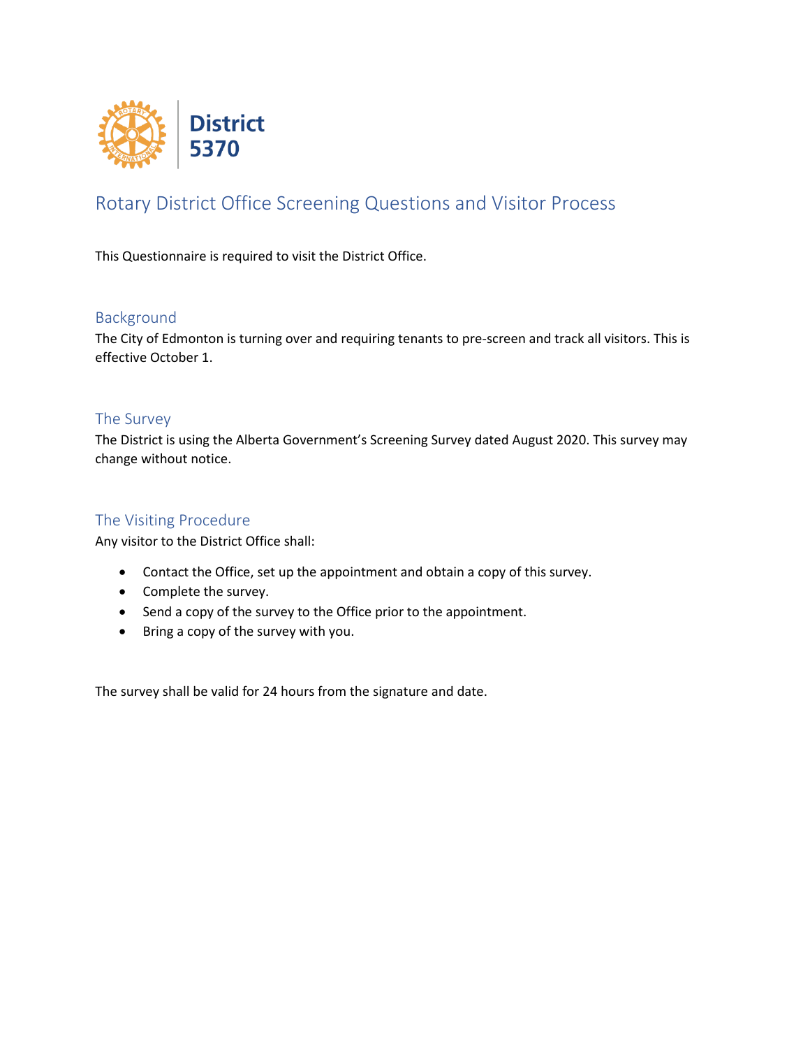District 5370

# Rotary District Office Screening Questions and Visitor Process

This Questionnaire is required to visit the District Office.

## Background

The City of Edmonton is turning over and requiring tenants to pre-screen and track all visitors. This is effective October 1.

## The Survey

The District is using the Alberta Government's Screening Survey dated August 2020. This survey may change without notice.

## The Visiting Procedure

Any visitor to the District Office shall:

- Contact the Office, set up the appointment and obtain a copy of this survey.
- Complete the survey.
- Send a copy of the survey to the Office prior to the appointment.
- Bring a copy of the survey with you.

The survey shall be valid for 24 hours from the signature and date.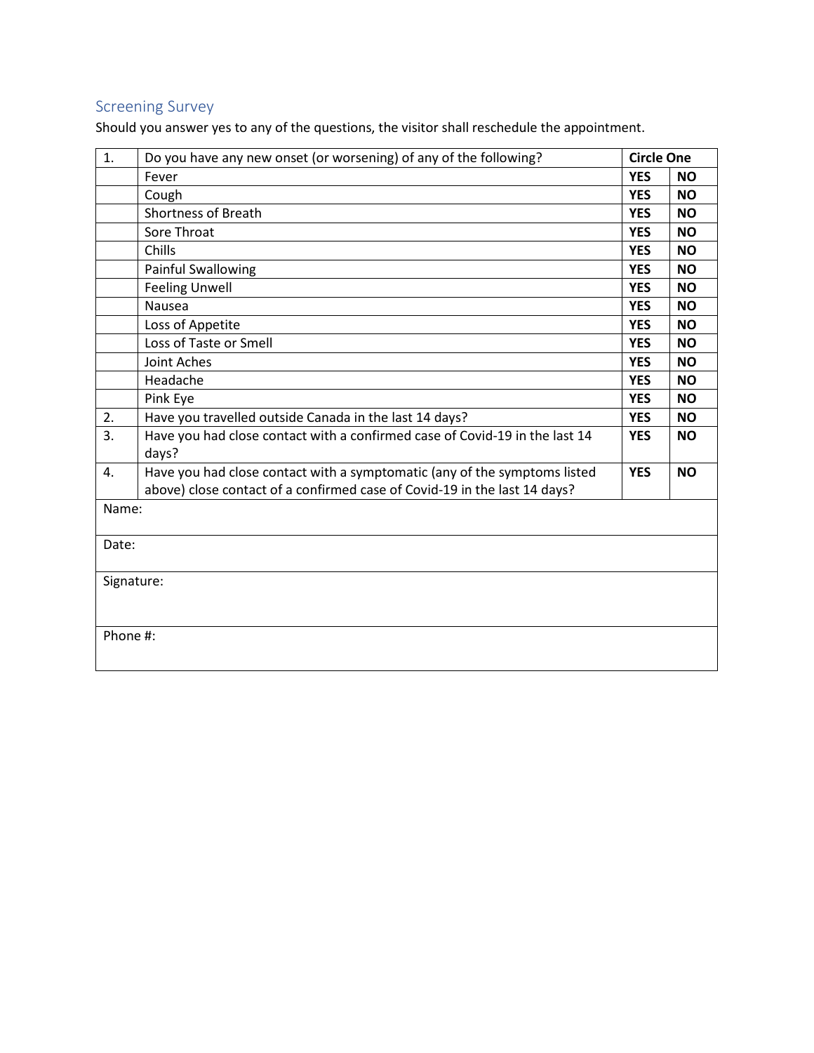## Screening Survey

Should you answer yes to any of the questions, the visitor shall reschedule the appointment.

| | | | |
|---|---|---|---|
| 1. | Do you have any new onset (or worsening) of any of the following? | **Circle One** | |
| | Fever | **YES** | **NO** |
| | Cough | **YES** | **NO** |
| | Shortness of Breath | **YES** | **NO** |
| | Sore Throat | **YES** | **NO** |
| | Chills | **YES** | **NO** |
| | Painful Swallowing | **YES** | **NO** |
| | Feeling Unwell | **YES** | **NO** |
| | Nausea | **YES** | **NO** |
| | Loss of Appetite | **YES** | **NO** |
| | Loss of Taste or Smell | **YES** | **NO** |
| | Joint Aches | **YES** | **NO** |
| | Headache | **YES** | **NO** |
| | Pink Eye | **YES** | **NO** |
| 2. | Have you travelled outside Canada in the last 14 days? | **YES** | **NO** |
| 3. | Have you had close contact with a confirmed case of Covid-19 in the last 14 days? | **YES** | **NO** |
| 4. | Have you had close contact with a symptomatic (any of the symptoms listed above) close contact of a confirmed case of Covid-19 in the last 14 days? | **YES** | **NO** |
| Name: | | | |
| Date: | | | |
| Signature: | | | |
| Phone #: | | | |